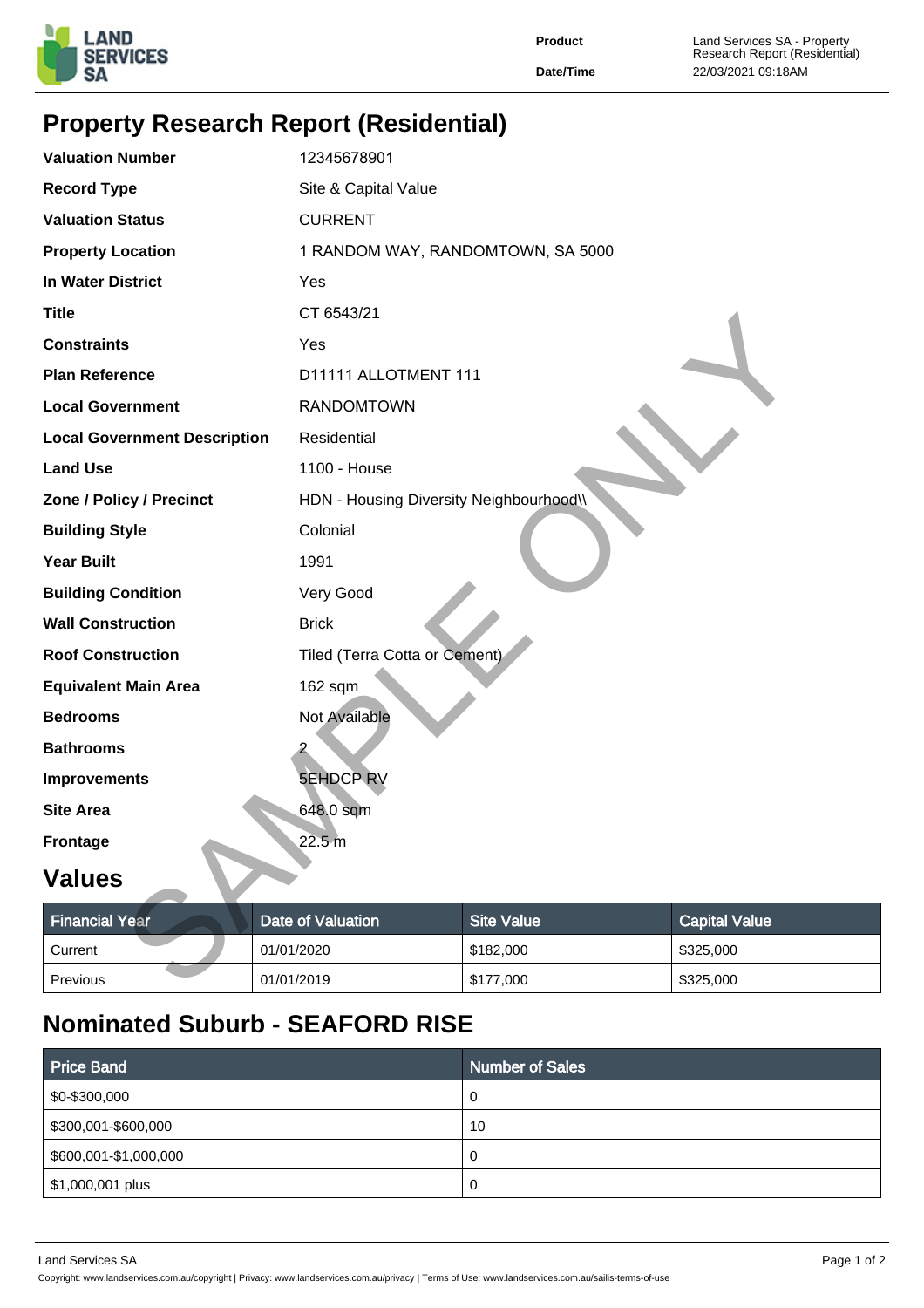| | |
|---|---|
| **Product** | Land Services SA - Property Research Report (Residential) |
| **Date/Time** | 22/03/2021 09:18AM |

# Property Research Report (Residential)

| | |
|---|---|
| **Valuation Number** | 12345678901 |
| **Record Type** | Site & Capital Value |
| **Valuation Status** | CURRENT |
| **Property Location** | 1 RANDOM WAY, RANDOMTOWN, SA 5000 |
| **In Water District** | Yes |
| **Title** | CT 6543/21 |
| **Constraints** | Yes |
| **Plan Reference** | D11111 ALLOTMENT 111 |
| **Local Government** | RANDOMTOWN |
| **Local Government Description** | Residential |
| **Land Use** | 1100 - House |
| **Zone / Policy / Precinct** | HDN - Housing Diversity Neighbourhood\\ |
| **Building Style** | Colonial |
| **Year Built** | 1991 |
| **Building Condition** | Very Good |
| **Wall Construction** | Brick |
| **Roof Construction** | Tiled (Terra Cotta or Cement) |
| **Equivalent Main Area** | 162 sqm |
| **Bedrooms** | Not Available |
| **Bathrooms** | 2 |
| **Improvements** | 5EHDCP RV |
| **Site Area** | 648.0 sqm |
| **Frontage** | 22.5 m |

SAMPLE ONLY

## Values

| Financial Year | Date of Valuation | Site Value | Capital Value |
|---|---|---|---|
| Current | 01/01/2020 | $182,000 | $325,000 |
| Previous | 01/01/2019 | $177,000 | $325,000 |

## Nominated Suburb - SEAFORD RISE

| Price Band | Number of Sales |
|---|---|
| $0-$300,000 | 0 |
| $300,001-$600,000 | 10 |
| $600,001-$1,000,000 | 0 |
| $1,000,001 plus | 0 |

Copyright: www.landservices.com.au/copyright | Privacy: www.landservices.com.au/privacy | Terms of Use: www.landservices.com.au/sailis-terms-of-use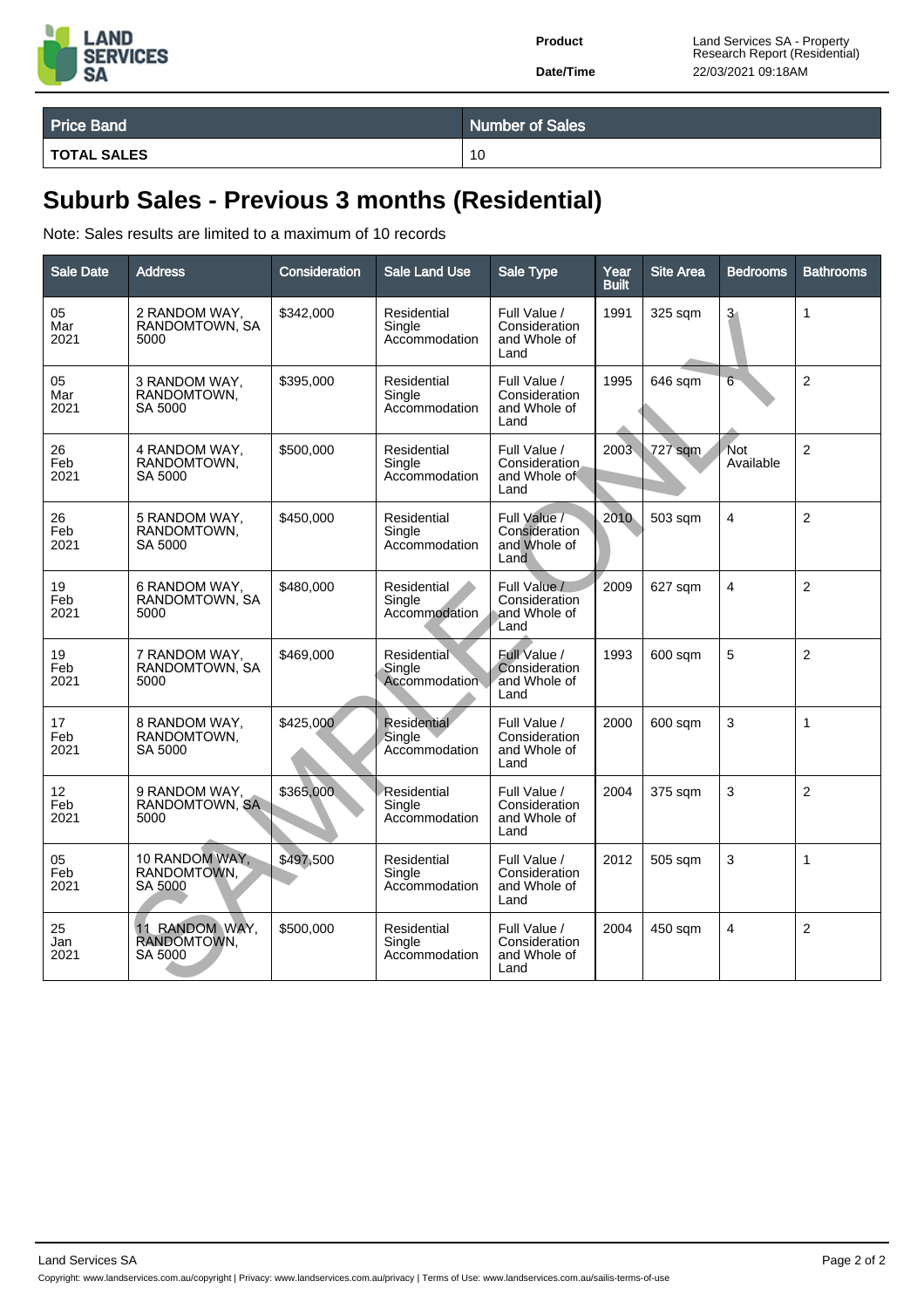| Price Band | Number of Sales |
|---|---|
| **TOTAL SALES** | 10 |

## Suburb Sales - Previous 3 months (Residential)

Note: Sales results are limited to a maximum of 10 records

| Sale Date | Address | Consideration | Sale Land Use | Sale Type | Year Built | Site Area | Bedrooms | Bathrooms |
|---|---|---|---|---|---|---|---|---|
| 05 Mar 2021 | 2 RANDOM WAY, RANDOMTOWN, SA 5000 | $342,000 | Residential Single Accommodation | Full Value / Consideration and Whole of Land | 1991 | 325 sqm | 3 | 1 |
| 05 Mar 2021 | 3 RANDOM WAY, RANDOMTOWN, SA 5000 | $395,000 | Residential Single Accommodation | Full Value / Consideration and Whole of Land | 1995 | 646 sqm | 6 | 2 |
| 26 Feb 2021 | 4 RANDOM WAY, RANDOMTOWN, SA 5000 | $500,000 | Residential Single Accommodation | Full Value / Consideration and Whole of Land | 2003 | 727 sqm | Not Available | 2 |
| 26 Feb 2021 | 5 RANDOM WAY, RANDOMTOWN, SA 5000 | $450,000 | Residential Single Accommodation | Full Value / Consideration and Whole of Land | 2010 | 503 sqm | 4 | 2 |
| 19 Feb 2021 | 6 RANDOM WAY, RANDOMTOWN, SA 5000 | $480,000 | Residential Single Accommodation | Full Value / Consideration and Whole of Land | 2009 | 627 sqm | 4 | 2 |
| 19 Feb 2021 | 7 RANDOM WAY, RANDOMTOWN, SA 5000 | $469,000 | Residential Single Accommodation | Full Value / Consideration and Whole of Land | 1993 | 600 sqm | 5 | 2 |
| 17 Feb 2021 | 8 RANDOM WAY, RANDOMTOWN, SA 5000 | $425,000 | Residential Single Accommodation | Full Value / Consideration and Whole of Land | 2000 | 600 sqm | 3 | 1 |
| 12 Feb 2021 | 9 RANDOM WAY, RANDOMTOWN, SA 5000 | $365,000 | Residential Single Accommodation | Full Value / Consideration and Whole of Land | 2004 | 375 sqm | 3 | 2 |
| 05 Feb 2021 | 10 RANDOM WAY, RANDOMTOWN, SA 5000 | $497,500 | Residential Single Accommodation | Full Value / Consideration and Whole of Land | 2012 | 505 sqm | 3 | 1 |
| 25 Jan 2021 | 11 RANDOM WAY, RANDOMTOWN, SA 5000 | $500,000 | Residential Single Accommodation | Full Value / Consideration and Whole of Land | 2004 | 450 sqm | 4 | 2 |